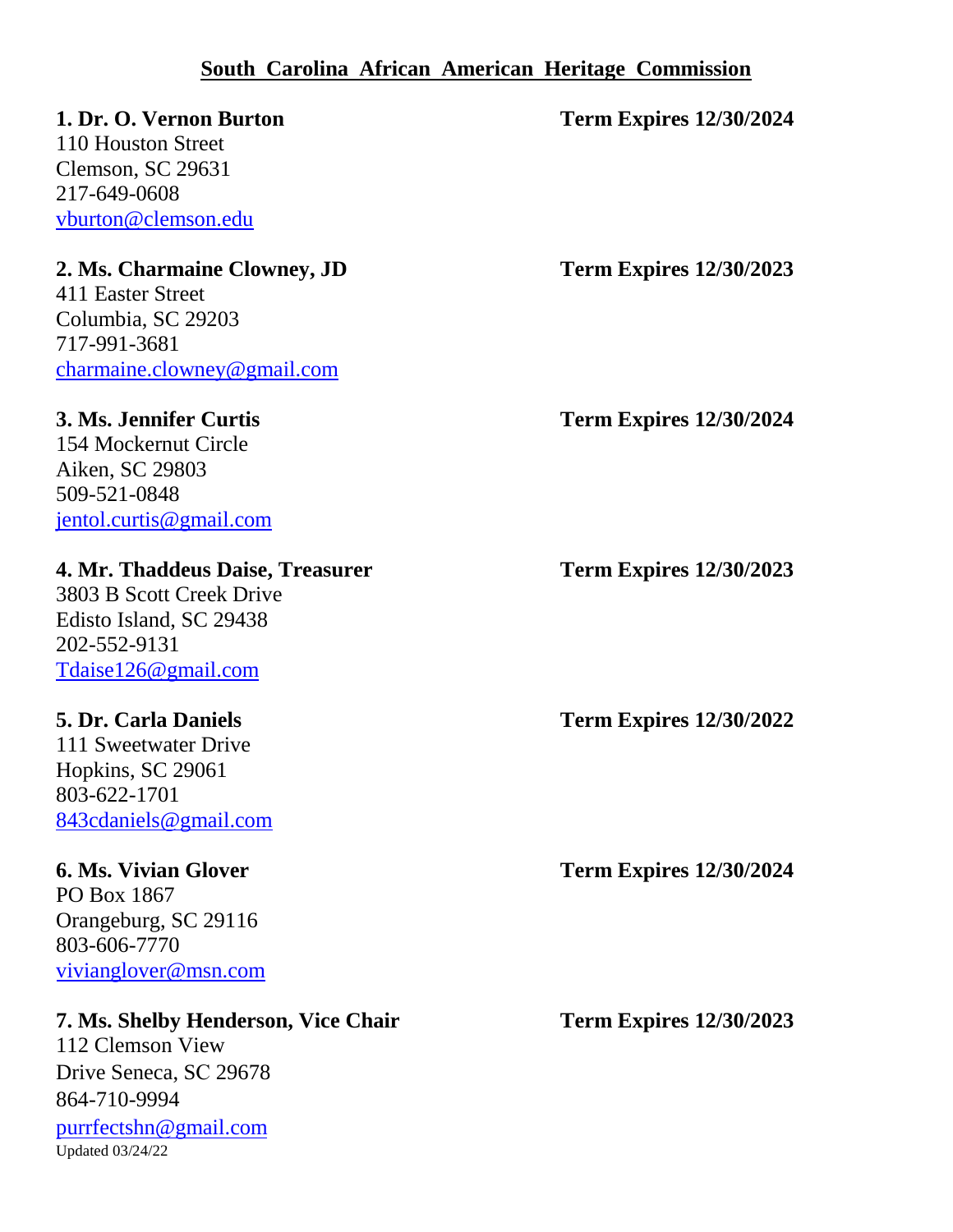# South Carolina African American Heritage Commission

**1. Dr. O. Vernon Burton** **Term Expires 12/30/2024**
110 Houston Street
Clemson, SC 29631
217-649-0608
vburton@clemson.edu

**2. Ms. Charmaine Clowney, JD** **Term Expires 12/30/2023**
411 Easter Street
Columbia, SC 29203
717-991-3681
charmaine.clowney@gmail.com

**3. Ms. Jennifer Curtis** **Term Expires 12/30/2024**
154 Mockernut Circle
Aiken, SC 29803
509-521-0848
jentol.curtis@gmail.com

**4. Mr. Thaddeus Daise, Treasurer** **Term Expires 12/30/2023**
3803 B Scott Creek Drive
Edisto Island, SC 29438
202-552-9131
Tdaise126@gmail.com

**5. Dr. Carla Daniels** **Term Expires 12/30/2022**
111 Sweetwater Drive
Hopkins, SC 29061
803-622-1701
843cdaniels@gmail.com

**6. Ms. Vivian Glover** **Term Expires 12/30/2024**
PO Box 1867
Orangeburg, SC 29116
803-606-7770
vivianglover@msn.com

**7. Ms. Shelby Henderson, Vice Chair** **Term Expires 12/30/2023**
112 Clemson View
Drive Seneca, SC 29678
864-710-9994
purrfectshn@gmail.com

Updated 03/24/22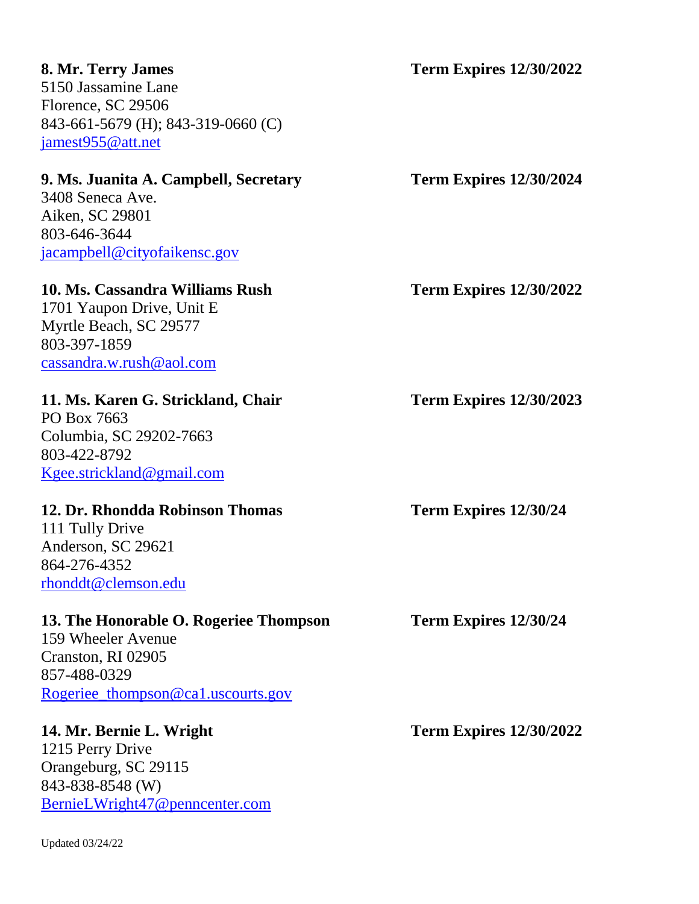**8. Mr. Terry James** **Term Expires 12/30/2022**
5150 Jassamine Lane
Florence, SC 29506
843-661-5679 (H); 843-319-0660 (C)
jamest955@att.net

**9. Ms. Juanita A. Campbell, Secretary** **Term Expires 12/30/2024**
3408 Seneca Ave.
Aiken, SC 29801
803-646-3644
jacampbell@cityofaikensc.gov

**10. Ms. Cassandra Williams Rush** **Term Expires 12/30/2022**
1701 Yaupon Drive, Unit E
Myrtle Beach, SC 29577
803-397-1859
cassandra.w.rush@aol.com

**11. Ms. Karen G. Strickland, Chair** **Term Expires 12/30/2023**
PO Box 7663
Columbia, SC 29202-7663
803-422-8792
Kgee.strickland@gmail.com

**12. Dr. Rhondda Robinson Thomas** **Term Expires 12/30/24**
111 Tully Drive
Anderson, SC 29621
864-276-4352
rhonddt@clemson.edu

**13. The Honorable O. Rogeriee Thompson** **Term Expires 12/30/24**
159 Wheeler Avenue
Cranston, RI 02905
857-488-0329
Rogeriee_thompson@ca1.uscourts.gov

**14. Mr. Bernie L. Wright** **Term Expires 12/30/2022**
1215 Perry Drive
Orangeburg, SC 29115
843-838-8548 (W)
BernieLWright47@penncenter.com

Updated 03/24/22